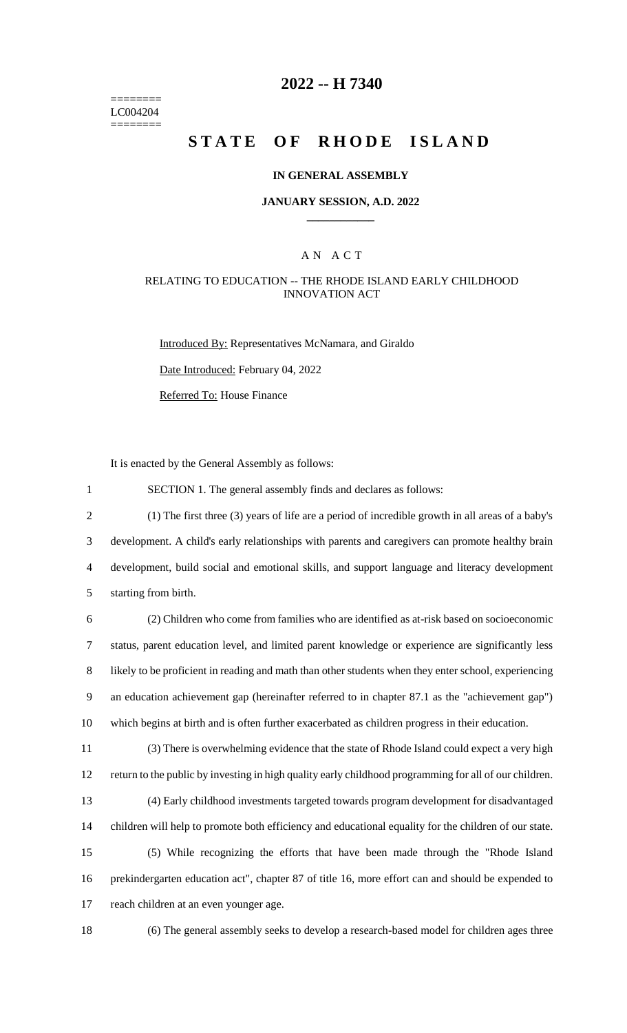======== LC004204 ========

# 2022 -- H 7340

# STATE OF RHODE ISLAND

## IN GENERAL ASSEMBLY

### JANUARY SESSION, A.D. 2022

---

A N A C T

RELATING TO EDUCATION -- THE RHODE ISLAND EARLY CHILDHOOD INNOVATION ACT

Introduced By: Representatives McNamara, and Giraldo

Date Introduced: February 04, 2022

Referred To: House Finance

It is enacted by the General Assembly as follows:

1 SECTION 1. The general assembly finds and declares as follows:

2 (1) The first three (3) years of life are a period of incredible growth in all areas of a baby's
3 development. A child's early relationships with parents and caregivers can promote healthy brain
4 development, build social and emotional skills, and support language and literacy development
5 starting from birth.

6 (2) Children who come from families who are identified as at-risk based on socioeconomic
7 status, parent education level, and limited parent knowledge or experience are significantly less
8 likely to be proficient in reading and math than other students when they enter school, experiencing
9 an education achievement gap (hereinafter referred to in chapter 87.1 as the "achievement gap")
10 which begins at birth and is often further exacerbated as children progress in their education.

11 (3) There is overwhelming evidence that the state of Rhode Island could expect a very high
12 return to the public by investing in high quality early childhood programming for all of our children.

13 (4) Early childhood investments targeted towards program development for disadvantaged
14 children will help to promote both efficiency and educational equality for the children of our state.

15 (5) While recognizing the efforts that have been made through the "Rhode Island
16 prekindergarten education act", chapter 87 of title 16, more effort can and should be expended to
17 reach children at an even younger age.

18 (6) The general assembly seeks to develop a research-based model for children ages three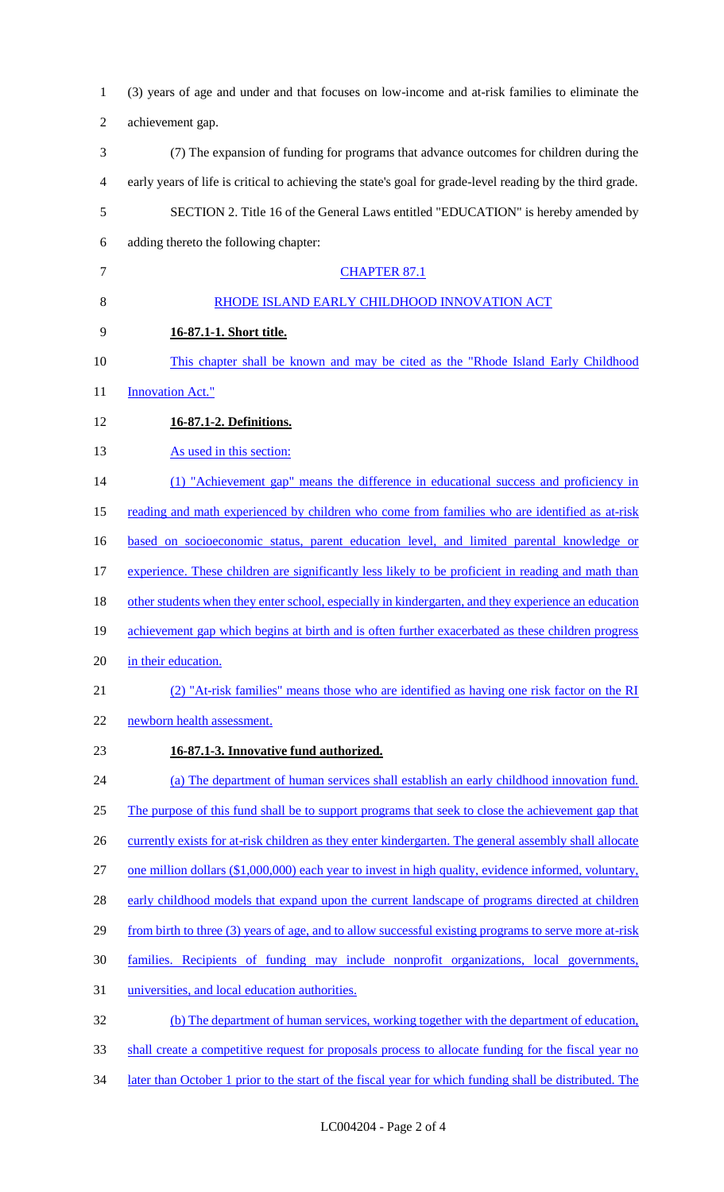(3) years of age and under and that focuses on low-income and at-risk families to eliminate the achievement gap.

(7) The expansion of funding for programs that advance outcomes for children during the early years of life is critical to achieving the state's goal for grade-level reading by the third grade.

SECTION 2. Title 16 of the General Laws entitled "EDUCATION" is hereby amended by adding thereto the following chapter:

CHAPTER 87.1

RHODE ISLAND EARLY CHILDHOOD INNOVATION ACT

**16-87.1-1. Short title.**

This chapter shall be known and may be cited as the "Rhode Island Early Childhood Innovation Act."

**16-87.1-2. Definitions.**

As used in this section:

(1) "Achievement gap" means the difference in educational success and proficiency in reading and math experienced by children who come from families who are identified as at-risk based on socioeconomic status, parent education level, and limited parental knowledge or experience. These children are significantly less likely to be proficient in reading and math than other students when they enter school, especially in kindergarten, and they experience an education achievement gap which begins at birth and is often further exacerbated as these children progress in their education.

(2) "At-risk families" means those who are identified as having one risk factor on the RI newborn health assessment.

**16-87.1-3. Innovative fund authorized.**

(a) The department of human services shall establish an early childhood innovation fund. The purpose of this fund shall be to support programs that seek to close the achievement gap that currently exists for at-risk children as they enter kindergarten. The general assembly shall allocate one million dollars ($1,000,000) each year to invest in high quality, evidence informed, voluntary, early childhood models that expand upon the current landscape of programs directed at children from birth to three (3) years of age, and to allow successful existing programs to serve more at-risk families. Recipients of funding may include nonprofit organizations, local governments, universities, and local education authorities.

(b) The department of human services, working together with the department of education, shall create a competitive request for proposals process to allocate funding for the fiscal year no later than October 1 prior to the start of the fiscal year for which funding shall be distributed. The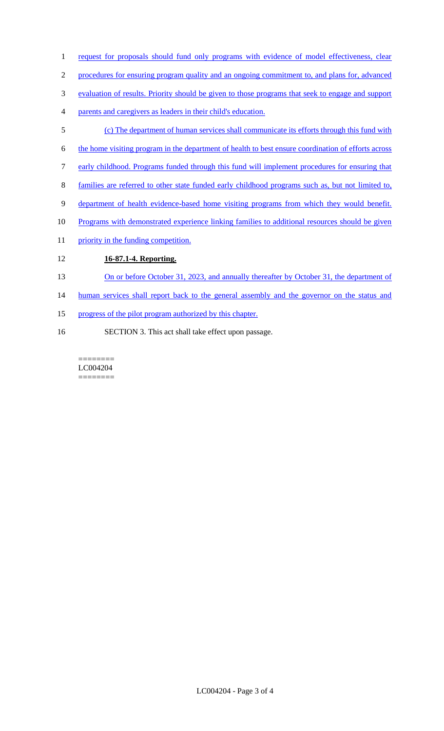request for proposals should fund only programs with evidence of model effectiveness, clear procedures for ensuring program quality and an ongoing commitment to, and plans for, advanced evaluation of results. Priority should be given to those programs that seek to engage and support parents and caregivers as leaders in their child's education.

(c) The department of human services shall communicate its efforts through this fund with the home visiting program in the department of health to best ensure coordination of efforts across early childhood. Programs funded through this fund will implement procedures for ensuring that families are referred to other state funded early childhood programs such as, but not limited to, department of health evidence-based home visiting programs from which they would benefit. Programs with demonstrated experience linking families to additional resources should be given priority in the funding competition.

**16-87.1-4. Reporting.**

On or before October 31, 2023, and annually thereafter by October 31, the department of human services shall report back to the general assembly and the governor on the status and progress of the pilot program authorized by this chapter.

SECTION 3. This act shall take effect upon passage.

========
LC004204
========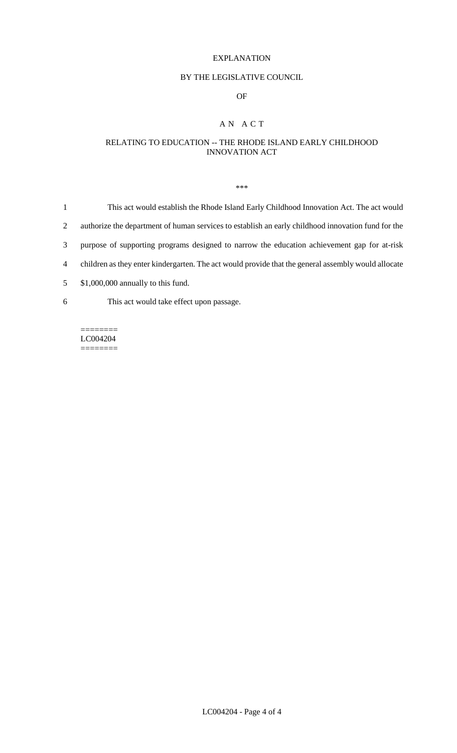EXPLANATION

BY THE LEGISLATIVE COUNCIL

OF

A N A C T

RELATING TO EDUCATION -- THE RHODE ISLAND EARLY CHILDHOOD INNOVATION ACT

\*\*\*

This act would establish the Rhode Island Early Childhood Innovation Act. The act would authorize the department of human services to establish an early childhood innovation fund for the purpose of supporting programs designed to narrow the education achievement gap for at-risk children as they enter kindergarten. The act would provide that the general assembly would allocate $1,000,000 annually to this fund.

This act would take effect upon passage.

========
LC004204
========